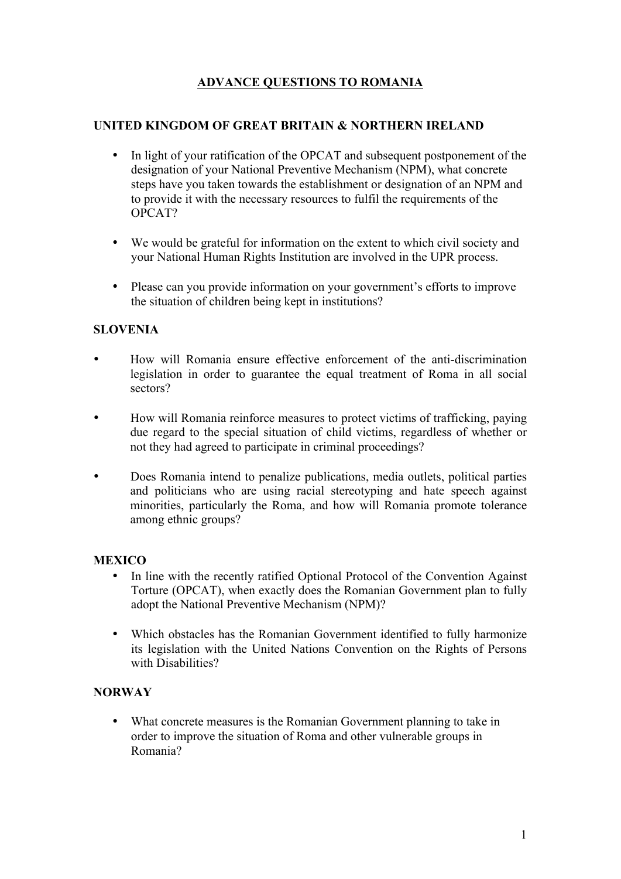# ADVANCE QUESTIONS TO ROMANIA

## UNITED KINGDOM OF GREAT BRITAIN & NORTHERN IRELAND

- In light of your ratification of the OPCAT and subsequent postponement of the designation of your National Preventive Mechanism (NPM), what concrete steps have you taken towards the establishment or designation of an NPM and to provide it with the necessary resources to fulfil the requirements of the OPCAT?

- We would be grateful for information on the extent to which civil society and your National Human Rights Institution are involved in the UPR process.

- Please can you provide information on your government's efforts to improve the situation of children being kept in institutions?

## SLOVENIA

- How will Romania ensure effective enforcement of the anti-discrimination legislation in order to guarantee the equal treatment of Roma in all social sectors?

- How will Romania reinforce measures to protect victims of trafficking, paying due regard to the special situation of child victims, regardless of whether or not they had agreed to participate in criminal proceedings?

- Does Romania intend to penalize publications, media outlets, political parties and politicians who are using racial stereotyping and hate speech against minorities, particularly the Roma, and how will Romania promote tolerance among ethnic groups?

## MEXICO

- In line with the recently ratified Optional Protocol of the Convention Against Torture (OPCAT), when exactly does the Romanian Government plan to fully adopt the National Preventive Mechanism (NPM)?

- Which obstacles has the Romanian Government identified to fully harmonize its legislation with the United Nations Convention on the Rights of Persons with Disabilities?

## NORWAY

- What concrete measures is the Romanian Government planning to take in order to improve the situation of Roma and other vulnerable groups in Romania?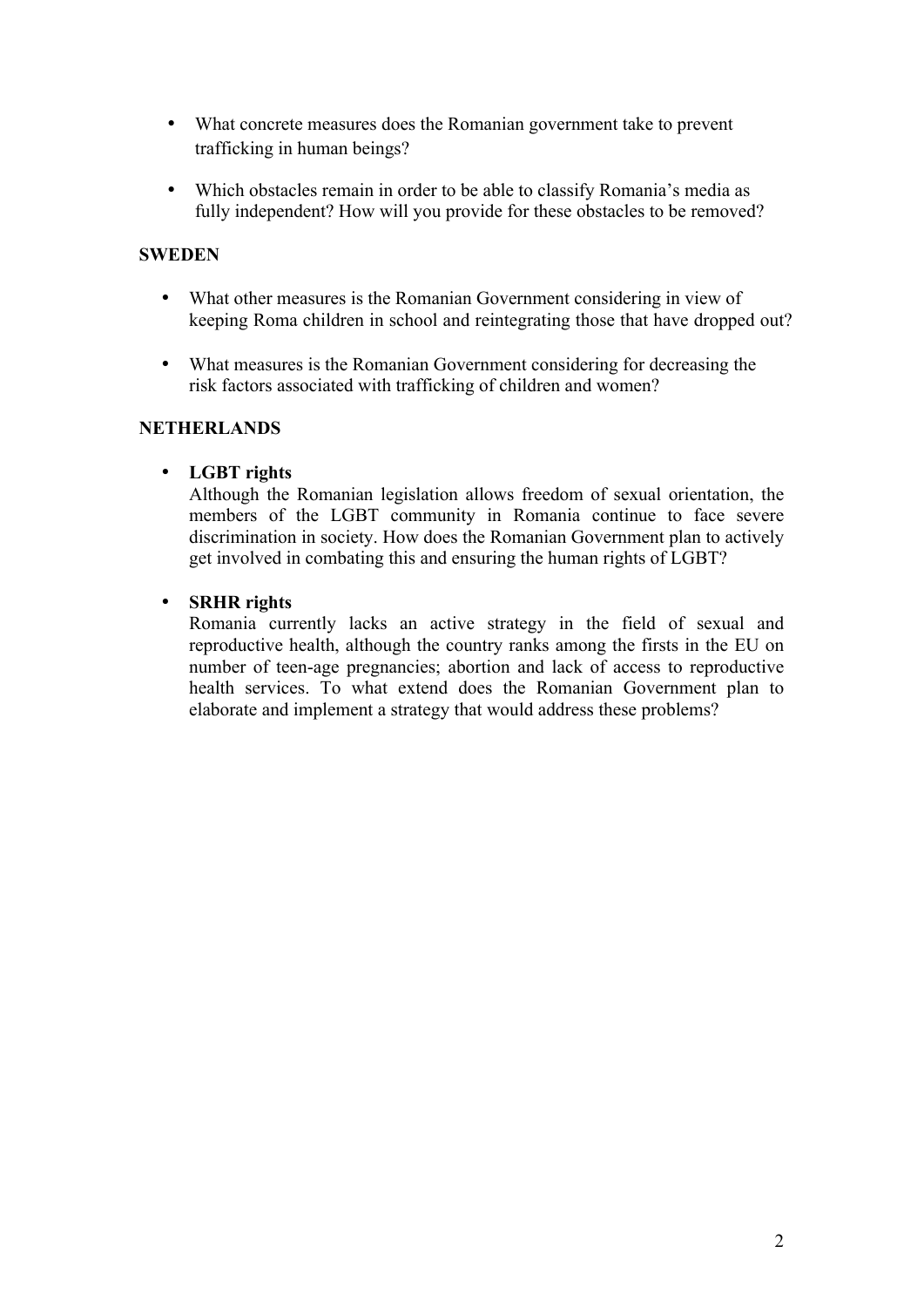- What concrete measures does the Romanian government take to prevent trafficking in human beings?
- Which obstacles remain in order to be able to classify Romania's media as fully independent? How will you provide for these obstacles to be removed?

**SWEDEN**

- What other measures is the Romanian Government considering in view of keeping Roma children in school and reintegrating those that have dropped out?
- What measures is the Romanian Government considering for decreasing the risk factors associated with trafficking of children and women?

**NETHERLANDS**

- **LGBT rights**
  Although the Romanian legislation allows freedom of sexual orientation, the members of the LGBT community in Romania continue to face severe discrimination in society. How does the Romanian Government plan to actively get involved in combating this and ensuring the human rights of LGBT?

- **SRHR rights**
  Romania currently lacks an active strategy in the field of sexual and reproductive health, although the country ranks among the firsts in the EU on number of teen-age pregnancies; abortion and lack of access to reproductive health services. To what extend does the Romanian Government plan to elaborate and implement a strategy that would address these problems?